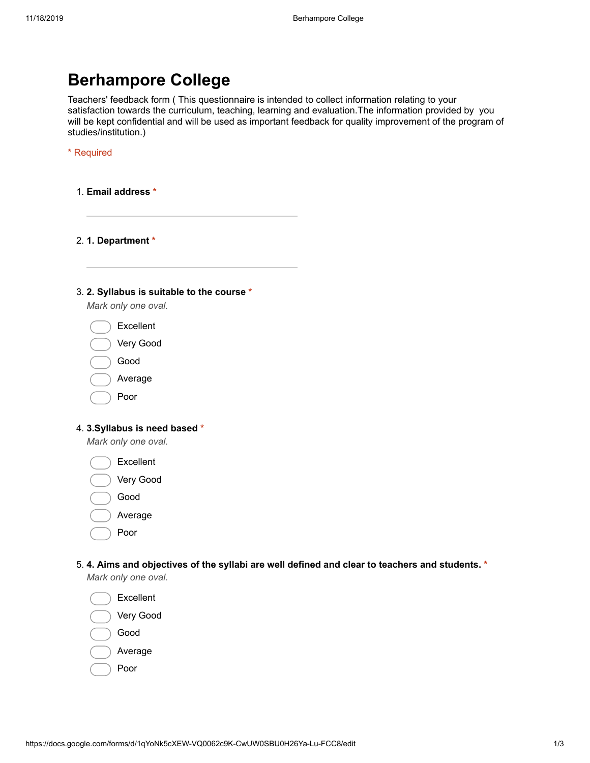# Berhampore College

Teachers' feedback form ( This questionnaire is intended to collect information relating to your satisfaction towards the curriculum, teaching, learning and evaluation.The information provided by you will be kept confidential and will be used as important feedback for quality improvement of the program of studies/institution.)

\* Required

1. **Email address** \*

   ________________________________

2. **1. Department** \*

   ________________________________

3. **2. Syllabus is suitable to the course** \*

   *Mark only one oval.*

   - Excellent
   - Very Good
   - Good
   - Average
   - Poor

4. **3.Syllabus is need based** \*

   *Mark only one oval.*

   - Excellent
   - Very Good
   - Good
   - Average
   - Poor

5. **4. Aims and objectives of the syllabi are well defined and clear to teachers and students.** \*

   *Mark only one oval.*

   - Excellent
   - Very Good
   - Good
   - Average
   - Poor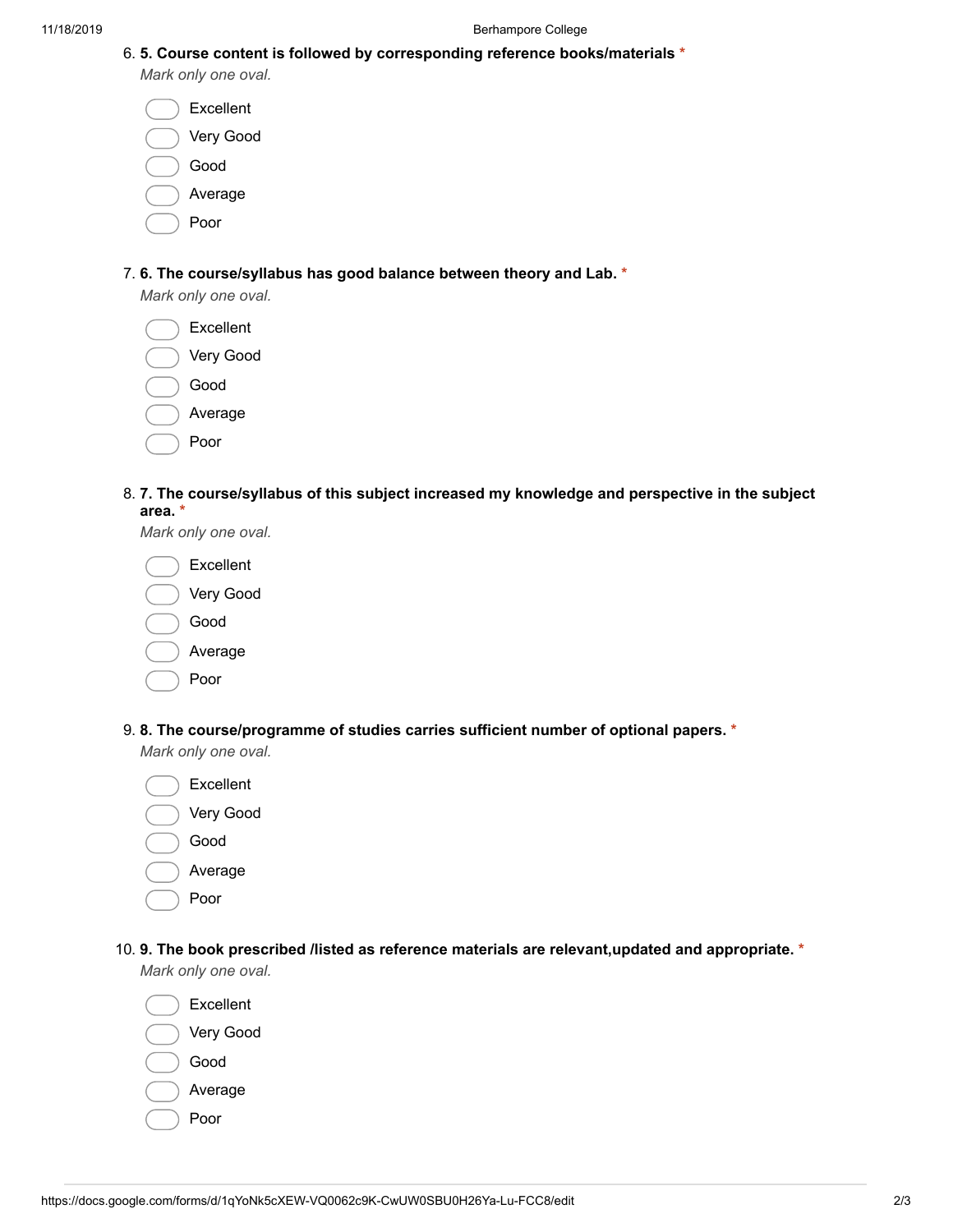6. **5. Course content is followed by corresponding reference books/materials** *

*Mark only one oval.*

- Excellent
- Very Good
- Good
- Average
- Poor

7. **6. The course/syllabus has good balance between theory and Lab.** *

*Mark only one oval.*

- Excellent
- Very Good
- Good
- Average
- Poor

8. **7. The course/syllabus of this subject increased my knowledge and perspective in the subject area.** *

*Mark only one oval.*

- Excellent
- Very Good
- Good
- Average
- Poor

9. **8. The course/programme of studies carries sufficient number of optional papers.** *

*Mark only one oval.*

- Excellent
- Very Good
- Good
- Average
- Poor

10. **9. The book prescribed /listed as reference materials are relevant,updated and appropriate.** *

*Mark only one oval.*

- Excellent
- Very Good
- Good
- Average
- Poor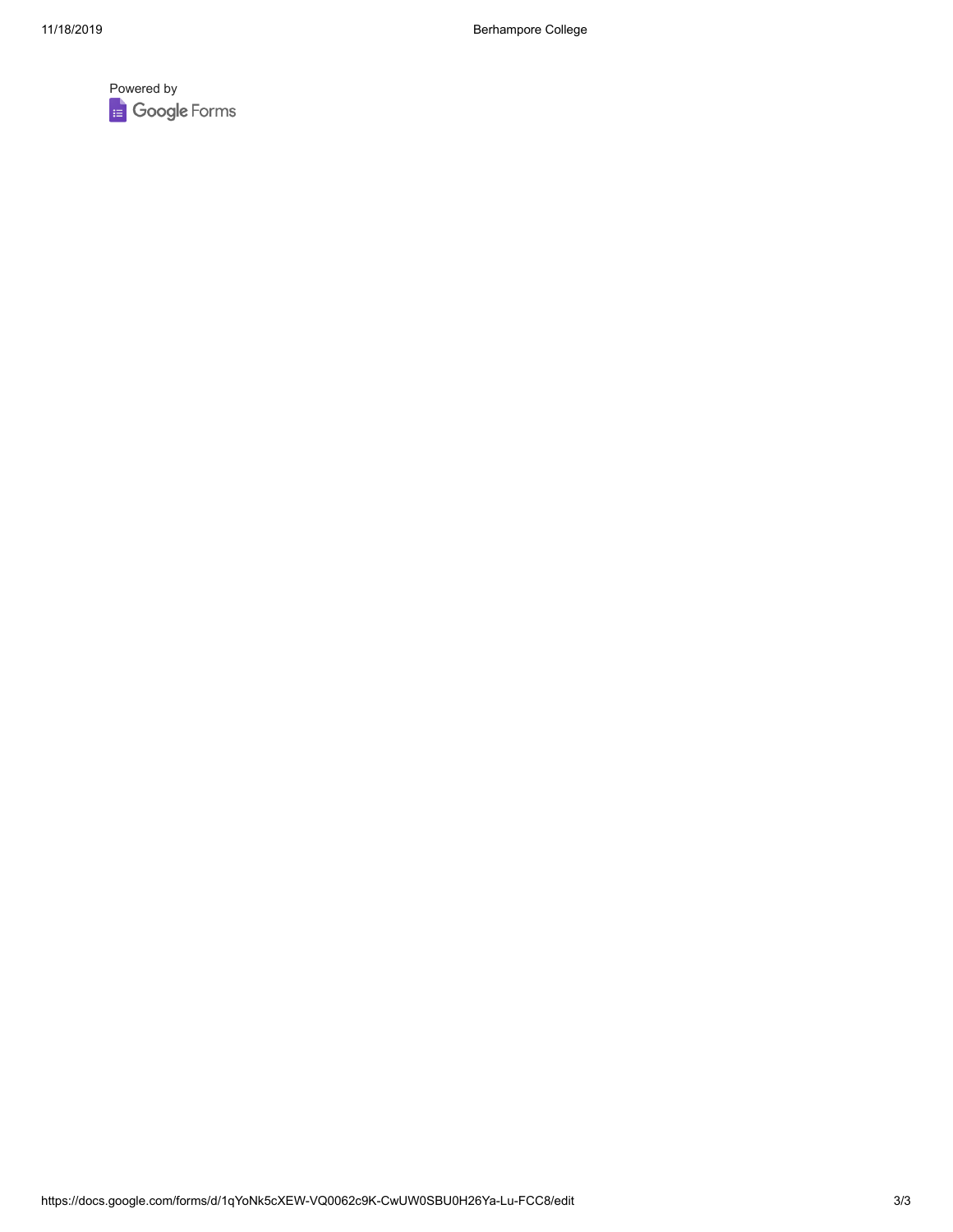Powered by
Google Forms